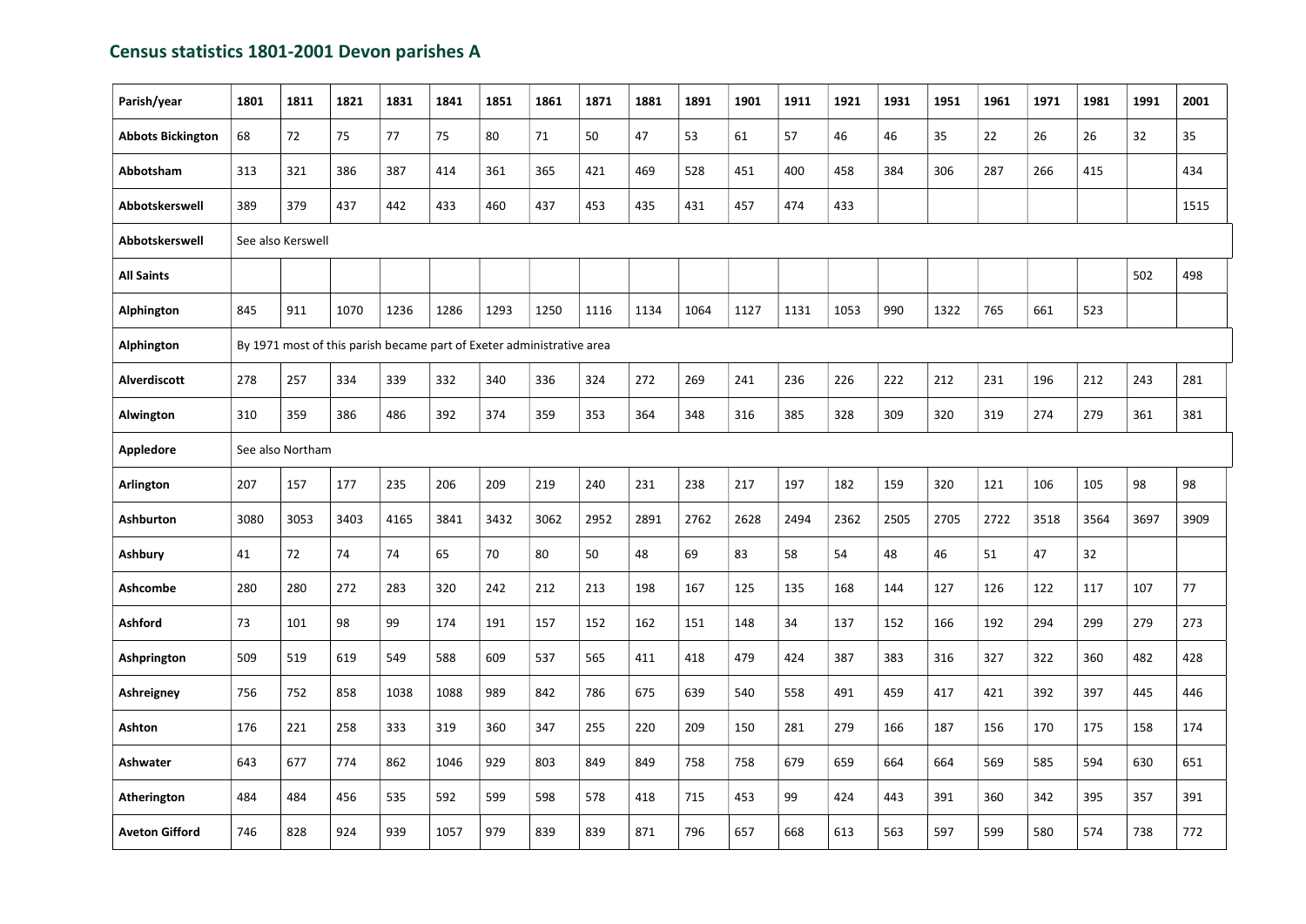## Census statistics 1801-2001 Devon parishes A

| Parish/year | 1801 | 1811 | 1821 | 1831 | 1841 | 1851 | 1861 | 1871 | 1881 | 1891 | 1901 | 1911 | 1921 | 1931 | 1951 | 1961 | 1971 | 1981 | 1991 | 2001 |
|---|---|---|---|---|---|---|---|---|---|---|---|---|---|---|---|---|---|---|---|---|
| **Abbots Bickington** | 68 | 72 | 75 | 77 | 75 | 80 | 71 | 50 | 47 | 53 | 61 | 57 | 46 | 46 | 35 | 22 | 26 | 26 | 32 | 35 |
| **Abbotsham** | 313 | 321 | 386 | 387 | 414 | 361 | 365 | 421 | 469 | 528 | 451 | 400 | 458 | 384 | 306 | 287 | 266 | 415 | | 434 |
| **Abbotskerswell** | 389 | 379 | 437 | 442 | 433 | 460 | 437 | 453 | 435 | 431 | 457 | 474 | 433 | | | | | | | 1515 |
| **Abbotskerswell** | See also Kerswell | | | | | | | | | | | | | | | | | | | |
| **All Saints** | | | | | | | | | | | | | | | | | | | 502 | 498 |
| **Alphington** | 845 | 911 | 1070 | 1236 | 1286 | 1293 | 1250 | 1116 | 1134 | 1064 | 1127 | 1131 | 1053 | 990 | 1322 | 765 | 661 | 523 | | |
| **Alphington** | By 1971 most of this parish became part of Exeter administrative area | | | | | | | | | | | | | | | | | | | |
| **Alverdiscott** | 278 | 257 | 334 | 339 | 332 | 340 | 336 | 324 | 272 | 269 | 241 | 236 | 226 | 222 | 212 | 231 | 196 | 212 | 243 | 281 |
| **Alwington** | 310 | 359 | 386 | 486 | 392 | 374 | 359 | 353 | 364 | 348 | 316 | 385 | 328 | 309 | 320 | 319 | 274 | 279 | 361 | 381 |
| **Appledore** | See also Northam | | | | | | | | | | | | | | | | | | | |
| **Arlington** | 207 | 157 | 177 | 235 | 206 | 209 | 219 | 240 | 231 | 238 | 217 | 197 | 182 | 159 | 320 | 121 | 106 | 105 | 98 | 98 |
| **Ashburton** | 3080 | 3053 | 3403 | 4165 | 3841 | 3432 | 3062 | 2952 | 2891 | 2762 | 2628 | 2494 | 2362 | 2505 | 2705 | 2722 | 3518 | 3564 | 3697 | 3909 |
| **Ashbury** | 41 | 72 | 74 | 74 | 65 | 70 | 80 | 50 | 48 | 69 | 83 | 58 | 54 | 48 | 46 | 51 | 47 | 32 | | |
| **Ashcombe** | 280 | 280 | 272 | 283 | 320 | 242 | 212 | 213 | 198 | 167 | 125 | 135 | 168 | 144 | 127 | 126 | 122 | 117 | 107 | 77 |
| **Ashford** | 73 | 101 | 98 | 99 | 174 | 191 | 157 | 152 | 162 | 151 | 148 | 34 | 137 | 152 | 166 | 192 | 294 | 299 | 279 | 273 |
| **Ashprington** | 509 | 519 | 619 | 549 | 588 | 609 | 537 | 565 | 411 | 418 | 479 | 424 | 387 | 383 | 316 | 327 | 322 | 360 | 482 | 428 |
| **Ashreigney** | 756 | 752 | 858 | 1038 | 1088 | 989 | 842 | 786 | 675 | 639 | 540 | 558 | 491 | 459 | 417 | 421 | 392 | 397 | 445 | 446 |
| **Ashton** | 176 | 221 | 258 | 333 | 319 | 360 | 347 | 255 | 220 | 209 | 150 | 281 | 279 | 166 | 187 | 156 | 170 | 175 | 158 | 174 |
| **Ashwater** | 643 | 677 | 774 | 862 | 1046 | 929 | 803 | 849 | 849 | 758 | 758 | 679 | 659 | 664 | 664 | 569 | 585 | 594 | 630 | 651 |
| **Atherington** | 484 | 484 | 456 | 535 | 592 | 599 | 598 | 578 | 418 | 715 | 453 | 99 | 424 | 443 | 391 | 360 | 342 | 395 | 357 | 391 |
| **Aveton Gifford** | 746 | 828 | 924 | 939 | 1057 | 979 | 839 | 839 | 871 | 796 | 657 | 668 | 613 | 563 | 597 | 599 | 580 | 574 | 738 | 772 |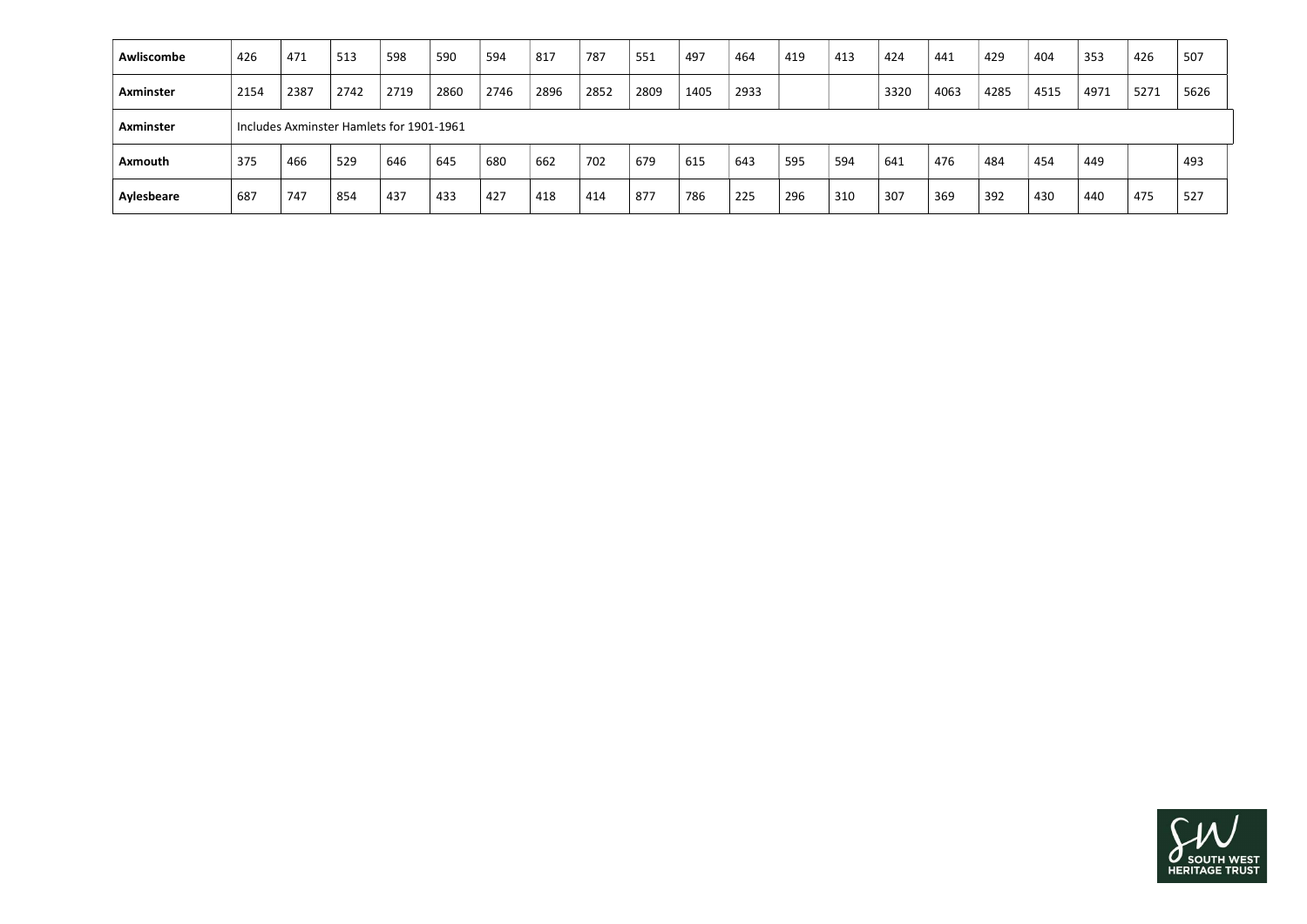| | | | | | | | | | | | | | | | | | | | | |
|---|---|---|---|---|---|---|---|---|---|---|---|---|---|---|---|---|---|---|---|---|
| **Awliscombe** | 426 | 471 | 513 | 598 | 590 | 594 | 817 | 787 | 551 | 497 | 464 | 419 | 413 | 424 | 441 | 429 | 404 | 353 | 426 | 507 |
| **Axminster** | 2154 | 2387 | 2742 | 2719 | 2860 | 2746 | 2896 | 2852 | 2809 | 1405 | 2933 | | | 3320 | 4063 | 4285 | 4515 | 4971 | 5271 | 5626 |
| **Axminster** | Includes Axminster Hamlets for 1901-1961 | | | | | | | | | | | | | | | | | | | |
| **Axmouth** | 375 | 466 | 529 | 646 | 645 | 680 | 662 | 702 | 679 | 615 | 643 | 595 | 594 | 641 | 476 | 484 | 454 | 449 | | 493 |
| **Aylesbeare** | 687 | 747 | 854 | 437 | 433 | 427 | 418 | 414 | 877 | 786 | 225 | 296 | 310 | 307 | 369 | 392 | 430 | 440 | 475 | 527 |